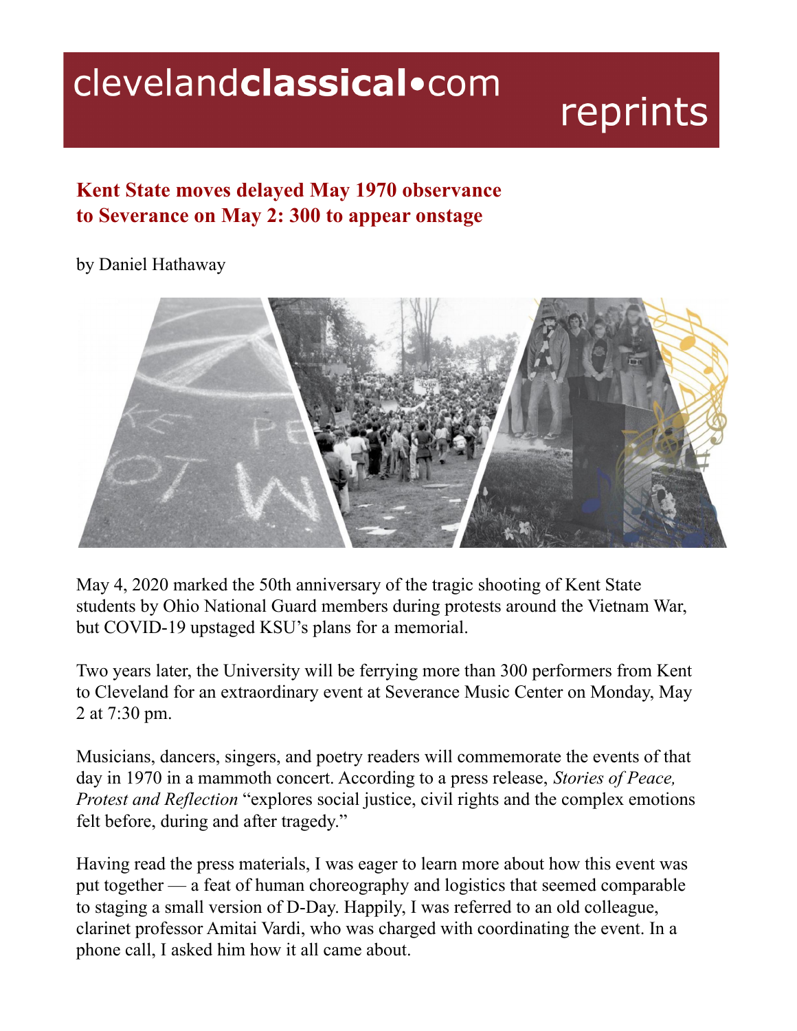# Kent State moves delayed May 1970 observance to Severance on May 2: 300 to appear onstage

by Daniel Hathaway

May 4, 2020 marked the 50th anniversary of the tragic shooting of Kent State students by Ohio National Guard members during protests around the Vietnam War, but COVID-19 upstaged KSU's plans for a memorial.

Two years later, the University will be ferrying more than 300 performers from Kent to Cleveland for an extraordinary event at Severance Music Center on Monday, May 2 at 7:30 pm.

Musicians, dancers, singers, and poetry readers will commemorate the events of that day in 1970 in a mammoth concert. According to a press release, *Stories of Peace, Protest and Reflection* "explores social justice, civil rights and the complex emotions felt before, during and after tragedy."

Having read the press materials, I was eager to learn more about how this event was put together — a feat of human choreography and logistics that seemed comparable to staging a small version of D-Day. Happily, I was referred to an old colleague, clarinet professor Amitai Vardi, who was charged with coordinating the event. In a phone call, I asked him how it all came about.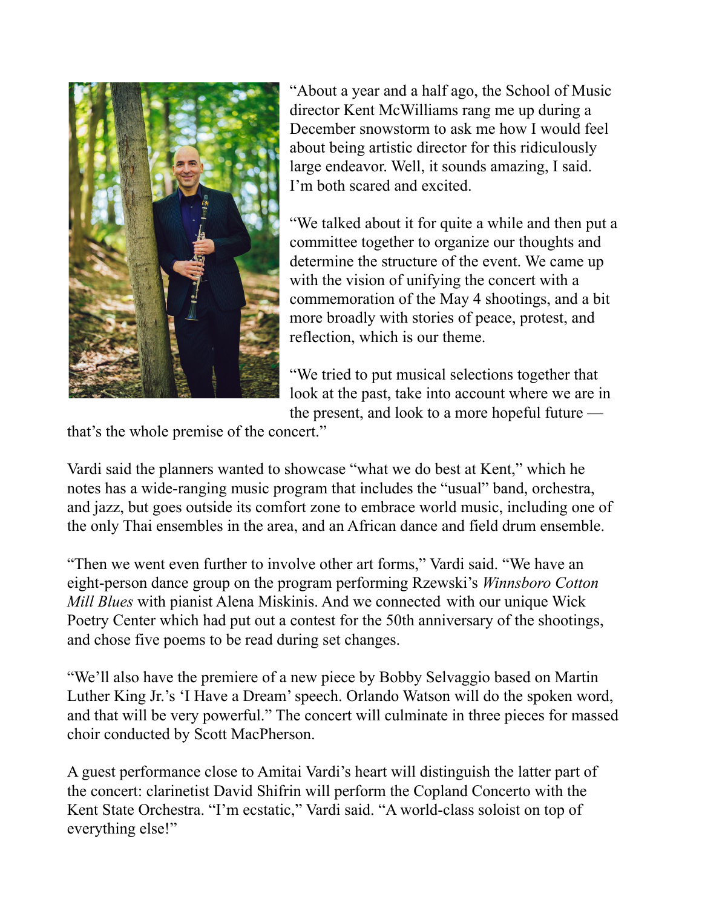"About a year and a half ago, the School of Music director Kent McWilliams rang me up during a December snowstorm to ask me how I would feel about being artistic director for this ridiculously large endeavor. Well, it sounds amazing, I said. I'm both scared and excited.

"We talked about it for quite a while and then put a committee together to organize our thoughts and determine the structure of the event. We came up with the vision of unifying the concert with a commemoration of the May 4 shootings, and a bit more broadly with stories of peace, protest, and reflection, which is our theme.

"We tried to put musical selections together that look at the past, take into account where we are in the present, and look to a more hopeful future — that's the whole premise of the concert."

Vardi said the planners wanted to showcase "what we do best at Kent," which he notes has a wide-ranging music program that includes the "usual" band, orchestra, and jazz, but goes outside its comfort zone to embrace world music, including one of the only Thai ensembles in the area, and an African dance and field drum ensemble.

"Then we went even further to involve other art forms," Vardi said. "We have an eight-person dance group on the program performing Rzewski's *Winnsboro Cotton Mill Blues* with pianist Alena Miskinis. And we connected with our unique Wick Poetry Center which had put out a contest for the 50th anniversary of the shootings, and chose five poems to be read during set changes.

"We'll also have the premiere of a new piece by Bobby Selvaggio based on Martin Luther King Jr.'s 'I Have a Dream' speech. Orlando Watson will do the spoken word, and that will be very powerful." The concert will culminate in three pieces for massed choir conducted by Scott MacPherson.

A guest performance close to Amitai Vardi's heart will distinguish the latter part of the concert: clarinetist David Shifrin will perform the Copland Concerto with the Kent State Orchestra. "I'm ecstatic," Vardi said. "A world-class soloist on top of everything else!"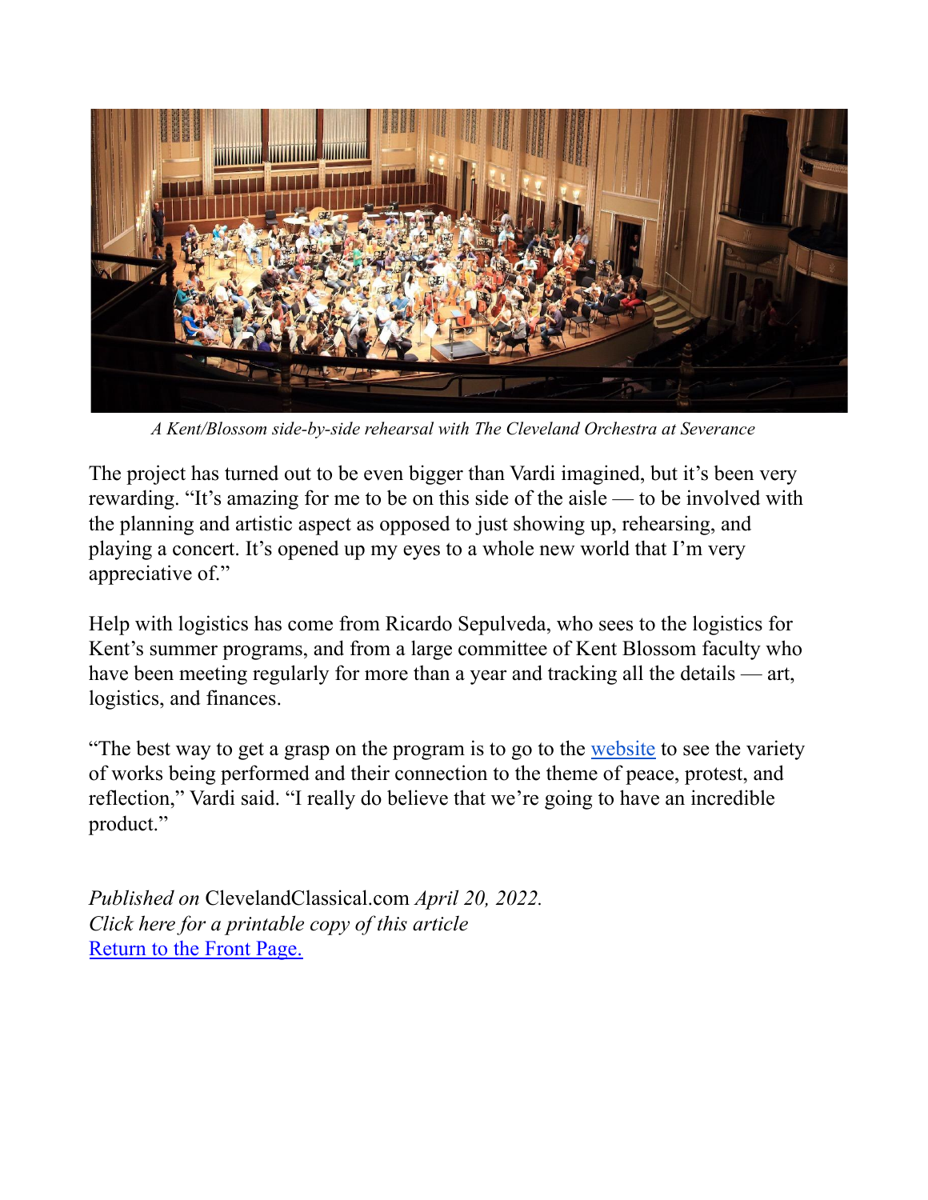*A Kent/Blossom side-by-side rehearsal with The Cleveland Orchestra at Severance*

The project has turned out to be even bigger than Vardi imagined, but it's been very rewarding. "It's amazing for me to be on this side of the aisle — to be involved with the planning and artistic aspect as opposed to just showing up, rehearsing, and playing a concert. It's opened up my eyes to a whole new world that I'm very appreciative of."

Help with logistics has come from Ricardo Sepulveda, who sees to the logistics for Kent's summer programs, and from a large committee of Kent Blossom faculty who have been meeting regularly for more than a year and tracking all the details — art, logistics, and finances.

"The best way to get a grasp on the program is to go to the website to see the variety of works being performed and their connection to the theme of peace, protest, and reflection," Vardi said. "I really do believe that we're going to have an incredible product."

*Published on* ClevelandClassical.com *April 20, 2022.*
*Click here for a printable copy of this article*
Return to the Front Page.